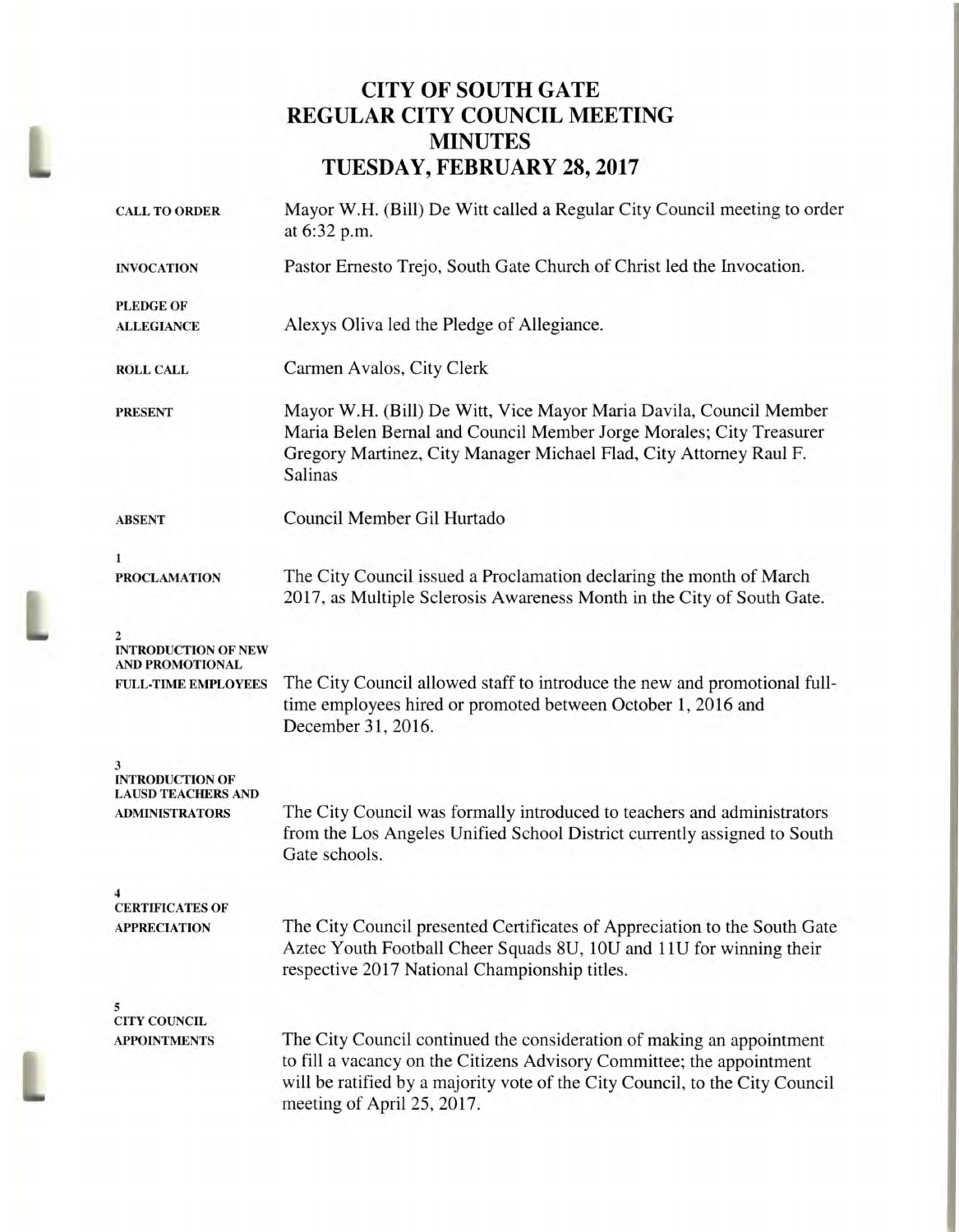# CITY OF SOUTH GATE
# REGULAR CITY COUNCIL MEETING
# MINUTES
# TUESDAY, FEBRUARY 28, 2017

**CALL TO ORDER**

Mayor W.H. (Bill) De Witt called a Regular City Council meeting to order at 6:32 p.m.

**INVOCATION**

Pastor Ernesto Trejo, South Gate Church of Christ led the Invocation.

**PLEDGE OF ALLEGIANCE**

Alexys Oliva led the Pledge of Allegiance.

**ROLL CALL**

Carmen Avalos, City Clerk

**PRESENT**

Mayor W.H. (Bill) De Witt, Vice Mayor Maria Davila, Council Member Maria Belen Bernal and Council Member Jorge Morales; City Treasurer Gregory Martinez, City Manager Michael Flad, City Attorney Raul F. Salinas

**ABSENT**

Council Member Gil Hurtado

**1**
**PROCLAMATION**

The City Council issued a Proclamation declaring the month of March 2017, as Multiple Sclerosis Awareness Month in the City of South Gate.

**2**
**INTRODUCTION OF NEW AND PROMOTIONAL FULL-TIME EMPLOYEES**

The City Council allowed staff to introduce the new and promotional full-time employees hired or promoted between October 1, 2016 and December 31, 2016.

**3**
**INTRODUCTION OF LAUSD TEACHERS AND ADMINISTRATORS**

The City Council was formally introduced to teachers and administrators from the Los Angeles Unified School District currently assigned to South Gate schools.

**4**
**CERTIFICATES OF APPRECIATION**

The City Council presented Certificates of Appreciation to the South Gate Aztec Youth Football Cheer Squads 8U, 10U and 11U for winning their respective 2017 National Championship titles.

**5**
**CITY COUNCIL APPOINTMENTS**

The City Council continued the consideration of making an appointment to fill a vacancy on the Citizens Advisory Committee; the appointment will be ratified by a majority vote of the City Council, to the City Council meeting of April 25, 2017.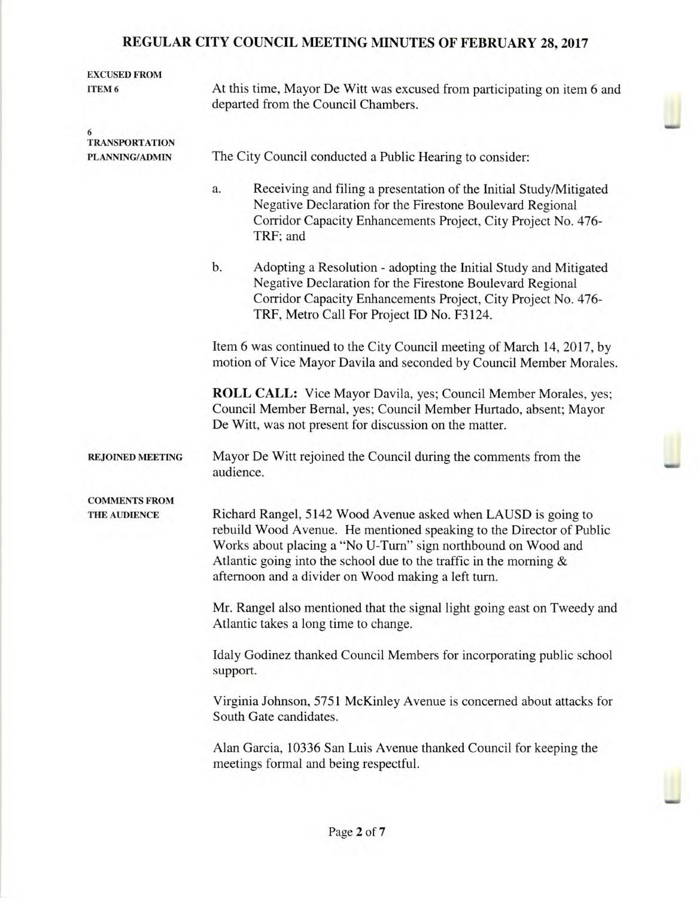# REGULAR CITY COUNCIL MEETING MINUTES OF FEBRUARY 28, 2017

**EXCUSED FROM ITEM 6**

At this time, Mayor De Witt was excused from participating on item 6 and departed from the Council Chambers.

**6 TRANSPORTATION PLANNING/ADMIN**

The City Council conducted a Public Hearing to consider:

a. Receiving and filing a presentation of the Initial Study/Mitigated Negative Declaration for the Firestone Boulevard Regional Corridor Capacity Enhancements Project, City Project No. 476-TRF; and

b. Adopting a Resolution - adopting the Initial Study and Mitigated Negative Declaration for the Firestone Boulevard Regional Corridor Capacity Enhancements Project, City Project No. 476-TRF, Metro Call For Project ID No. F3124.

Item 6 was continued to the City Council meeting of March 14, 2017, by motion of Vice Mayor Davila and seconded by Council Member Morales.

**ROLL CALL:** Vice Mayor Davila, yes; Council Member Morales, yes; Council Member Bernal, yes; Council Member Hurtado, absent; Mayor De Witt, was not present for discussion on the matter.

**REJOINED MEETING**

Mayor De Witt rejoined the Council during the comments from the audience.

**COMMENTS FROM THE AUDIENCE**

Richard Rangel, 5142 Wood Avenue asked when LAUSD is going to rebuild Wood Avenue. He mentioned speaking to the Director of Public Works about placing a "No U-Turn" sign northbound on Wood and Atlantic going into the school due to the traffic in the morning & afternoon and a divider on Wood making a left turn.

Mr. Rangel also mentioned that the signal light going east on Tweedy and Atlantic takes a long time to change.

Idaly Godinez thanked Council Members for incorporating public school support.

Virginia Johnson, 5751 McKinley Avenue is concerned about attacks for South Gate candidates.

Alan Garcia, 10336 San Luis Avenue thanked Council for keeping the meetings formal and being respectful.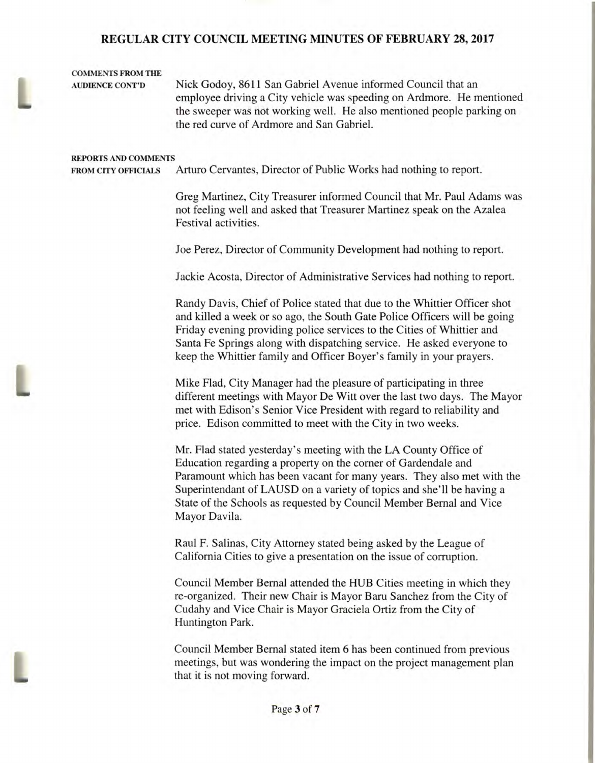**COMMENTS FROM THE AUDIENCE CONT'D**

Nick Godoy, 8611 San Gabriel Avenue informed Council that an employee driving a City vehicle was speeding on Ardmore. He mentioned the sweeper was not working well. He also mentioned people parking on the red curve of Ardmore and San Gabriel.

**REPORTS AND COMMENTS FROM CITY OFFICIALS**

Arturo Cervantes, Director of Public Works had nothing to report.

Greg Martinez, City Treasurer informed Council that Mr. Paul Adams was not feeling well and asked that Treasurer Martinez speak on the Azalea Festival activities.

Joe Perez, Director of Community Development had nothing to report.

Jackie Acosta, Director of Administrative Services had nothing to report.

Randy Davis, Chief of Police stated that due to the Whittier Officer shot and killed a week or so ago, the South Gate Police Officers will be going Friday evening providing police services to the Cities of Whittier and Santa Fe Springs along with dispatching service. He asked everyone to keep the Whittier family and Officer Boyer's family in your prayers.

Mike Flad, City Manager had the pleasure of participating in three different meetings with Mayor De Witt over the last two days. The Mayor met with Edison's Senior Vice President with regard to reliability and price. Edison committed to meet with the City in two weeks.

Mr. Flad stated yesterday's meeting with the LA County Office of Education regarding a property on the corner of Gardendale and Paramount which has been vacant for many years. They also met with the Superintendant of LAUSD on a variety of topics and she'll be having a State of the Schools as requested by Council Member Bernal and Vice Mayor Davila.

Raul F. Salinas, City Attorney stated being asked by the League of California Cities to give a presentation on the issue of corruption.

Council Member Bernal attended the HUB Cities meeting in which they re-organized. Their new Chair is Mayor Baru Sanchez from the City of Cudahy and Vice Chair is Mayor Graciela Ortiz from the City of Huntington Park.

Council Member Bernal stated item 6 has been continued from previous meetings, but was wondering the impact on the project management plan that it is not moving forward.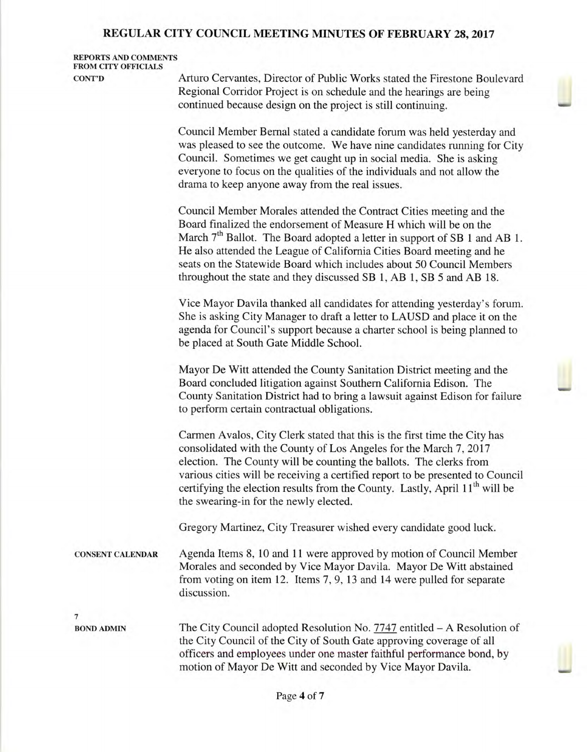# REGULAR CITY COUNCIL MEETING MINUTES OF FEBRUARY 28, 2017

**REPORTS AND COMMENTS FROM CITY OFFICIALS CONT'D**

Arturo Cervantes, Director of Public Works stated the Firestone Boulevard Regional Corridor Project is on schedule and the hearings are being continued because design on the project is still continuing.

Council Member Bernal stated a candidate forum was held yesterday and was pleased to see the outcome. We have nine candidates running for City Council. Sometimes we get caught up in social media. She is asking everyone to focus on the qualities of the individuals and not allow the drama to keep anyone away from the real issues.

Council Member Morales attended the Contract Cities meeting and the Board finalized the endorsement of Measure H which will be on the March 7th Ballot. The Board adopted a letter in support of SB 1 and AB 1. He also attended the League of California Cities Board meeting and he seats on the Statewide Board which includes about 50 Council Members throughout the state and they discussed SB 1, AB 1, SB 5 and AB 18.

Vice Mayor Davila thanked all candidates for attending yesterday's forum. She is asking City Manager to draft a letter to LAUSD and place it on the agenda for Council's support because a charter school is being planned to be placed at South Gate Middle School.

Mayor De Witt attended the County Sanitation District meeting and the Board concluded litigation against Southern California Edison. The County Sanitation District had to bring a lawsuit against Edison for failure to perform certain contractual obligations.

Carmen Avalos, City Clerk stated that this is the first time the City has consolidated with the County of Los Angeles for the March 7, 2017 election. The County will be counting the ballots. The clerks from various cities will be receiving a certified report to be presented to Council certifying the election results from the County. Lastly, April 11th will be the swearing-in for the newly elected.

Gregory Martinez, City Treasurer wished every candidate good luck.

**CONSENT CALENDAR**

Agenda Items 8, 10 and 11 were approved by motion of Council Member Morales and seconded by Vice Mayor Davila. Mayor De Witt abstained from voting on item 12. Items 7, 9, 13 and 14 were pulled for separate discussion.

**7**
**BOND ADMIN**

The City Council adopted Resolution No. 7747 entitled – A Resolution of the City Council of the City of South Gate approving coverage of all officers and employees under one master faithful performance bond, by motion of Mayor De Witt and seconded by Vice Mayor Davila.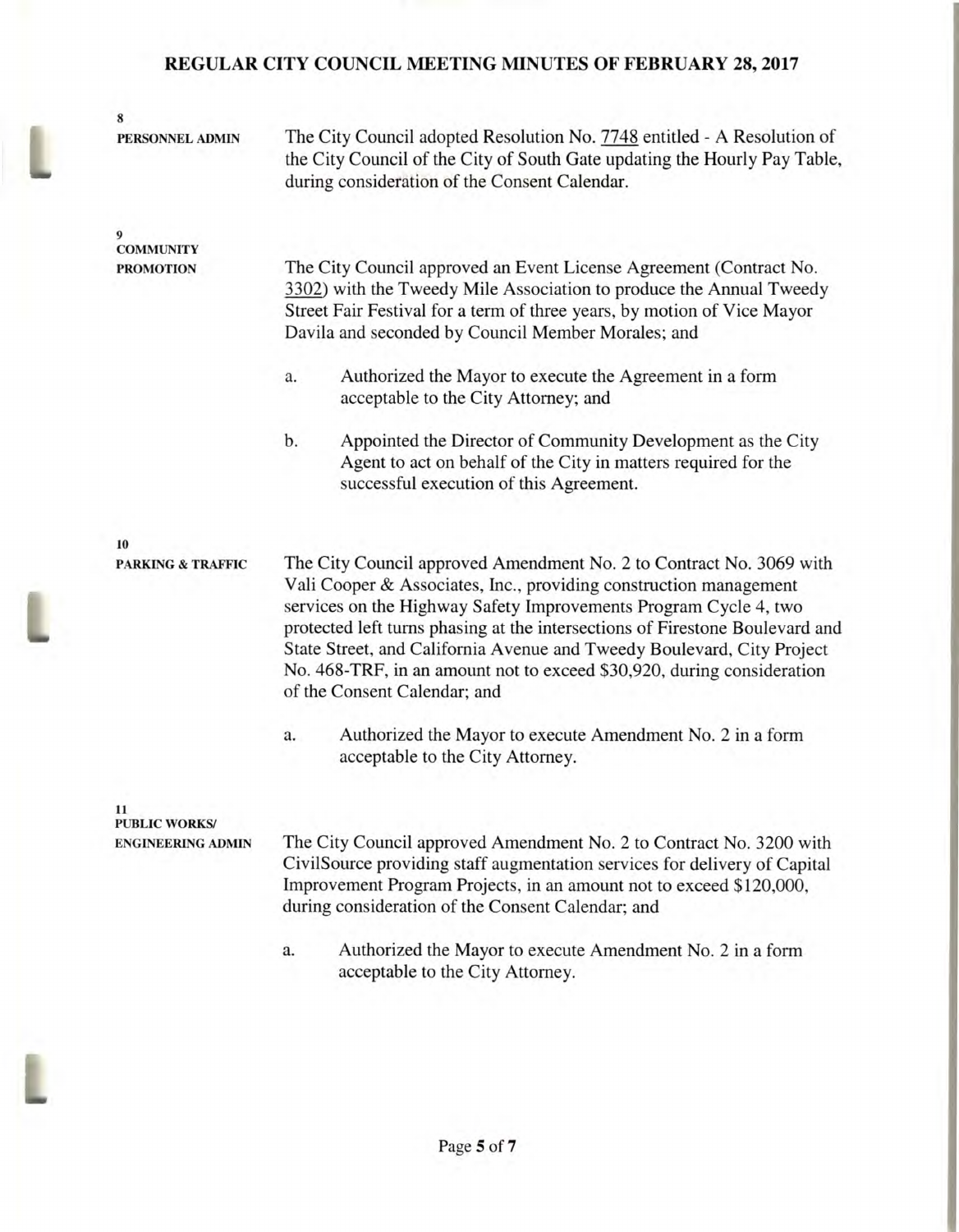**8**
**PERSONNEL ADMIN**

The City Council adopted Resolution No. 7748 entitled - A Resolution of the City Council of the City of South Gate updating the Hourly Pay Table, during consideration of the Consent Calendar.

**9**
**COMMUNITY PROMOTION**

The City Council approved an Event License Agreement (Contract No. 3302) with the Tweedy Mile Association to produce the Annual Tweedy Street Fair Festival for a term of three years, by motion of Vice Mayor Davila and seconded by Council Member Morales; and

a. Authorized the Mayor to execute the Agreement in a form acceptable to the City Attorney; and

b. Appointed the Director of Community Development as the City Agent to act on behalf of the City in matters required for the successful execution of this Agreement.

**10**
**PARKING & TRAFFIC**

The City Council approved Amendment No. 2 to Contract No. 3069 with Vali Cooper & Associates, Inc., providing construction management services on the Highway Safety Improvements Program Cycle 4, two protected left turns phasing at the intersections of Firestone Boulevard and State Street, and California Avenue and Tweedy Boulevard, City Project No. 468-TRF, in an amount not to exceed $30,920, during consideration of the Consent Calendar; and

a. Authorized the Mayor to execute Amendment No. 2 in a form acceptable to the City Attorney.

**11**
**PUBLIC WORKS/ ENGINEERING ADMIN**

The City Council approved Amendment No. 2 to Contract No. 3200 with CivilSource providing staff augmentation services for delivery of Capital Improvement Program Projects, in an amount not to exceed $120,000, during consideration of the Consent Calendar; and

a. Authorized the Mayor to execute Amendment No. 2 in a form acceptable to the City Attorney.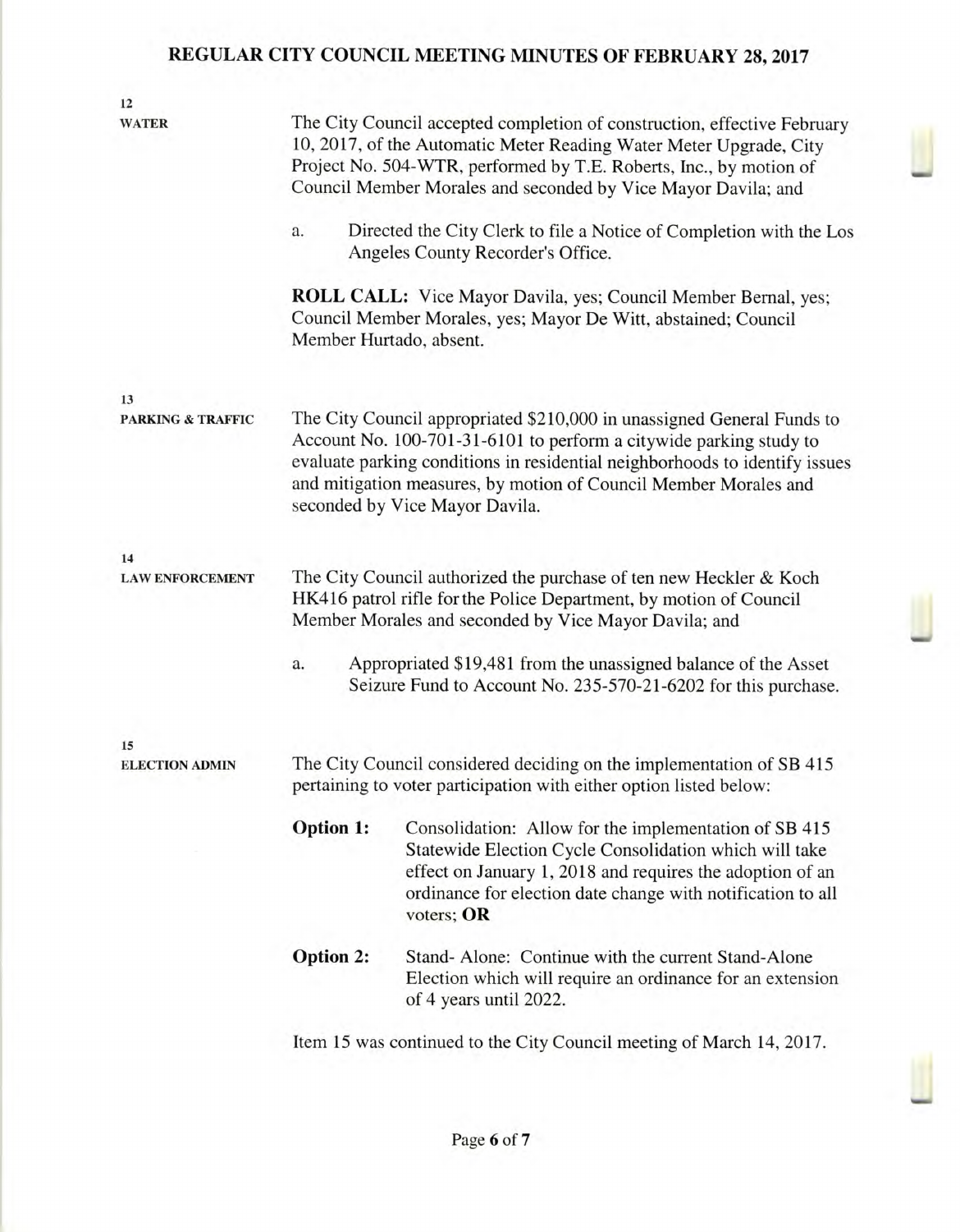**12**
**WATER**

The City Council accepted completion of construction, effective February 10, 2017, of the Automatic Meter Reading Water Meter Upgrade, City Project No. 504-WTR, performed by T.E. Roberts, Inc., by motion of Council Member Morales and seconded by Vice Mayor Davila; and

a. Directed the City Clerk to file a Notice of Completion with the Los Angeles County Recorder's Office.

**ROLL CALL:** Vice Mayor Davila, yes; Council Member Bernal, yes; Council Member Morales, yes; Mayor De Witt, abstained; Council Member Hurtado, absent.

**13**
**PARKING & TRAFFIC**

The City Council appropriated $210,000 in unassigned General Funds to Account No. 100-701-31-6101 to perform a citywide parking study to evaluate parking conditions in residential neighborhoods to identify issues and mitigation measures, by motion of Council Member Morales and seconded by Vice Mayor Davila.

**14**
**LAW ENFORCEMENT**

The City Council authorized the purchase of ten new Heckler & Koch HK416 patrol rifle forthe Police Department, by motion of Council Member Morales and seconded by Vice Mayor Davila; and

a. Appropriated $19,481 from the unassigned balance of the Asset Seizure Fund to Account No. 235-570-21-6202 for this purchase.

**15**
**ELECTION ADMIN**

The City Council considered deciding on the implementation of SB 415 pertaining to voter participation with either option listed below:

**Option 1:** Consolidation: Allow for the implementation of SB 415 Statewide Election Cycle Consolidation which will take effect on January 1, 2018 and requires the adoption of an ordinance for election date change with notification to all voters; **OR**

**Option 2:** Stand- Alone: Continue with the current Stand-Alone Election which will require an ordinance for an extension of 4 years until 2022.

Item 15 was continued to the City Council meeting of March 14, 2017.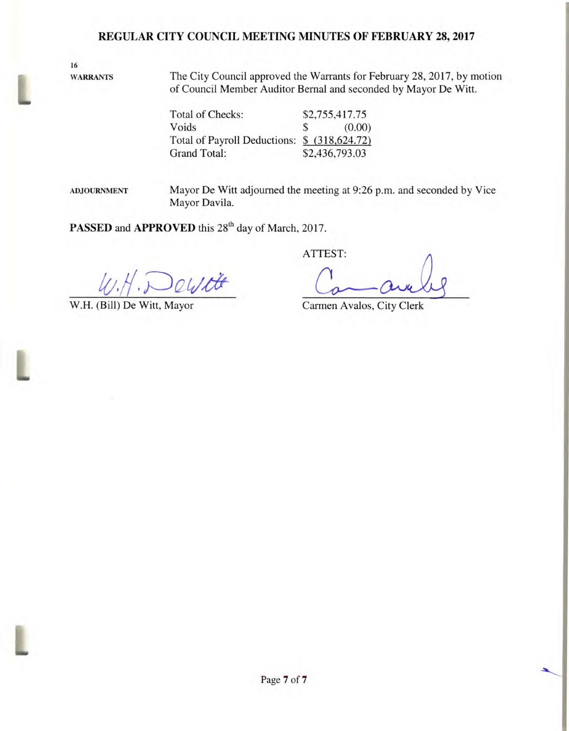# REGULAR CITY COUNCIL MEETING MINUTES OF FEBRUARY 28, 2017

**16**
**WARRANTS**

The City Council approved the Warrants for February 28, 2017, by motion of Council Member Auditor Bernal and seconded by Mayor De Witt.

| | |
|---|---|
| Total of Checks: | $2,755,417.75 |
| Voids | $ (0.00) |
| Total of Payroll Deductions: | $ (318,624.72) |
| Grand Total: | $2,436,793.03 |

**ADJOURNMENT**

Mayor De Witt adjourned the meeting at 9:26 p.m. and seconded by Vice Mayor Davila.

**PASSED** and **APPROVED** this 28th day of March, 2017.

W.H. (Bill) De Witt, Mayor

ATTEST:

Carmen Avalos, City Clerk